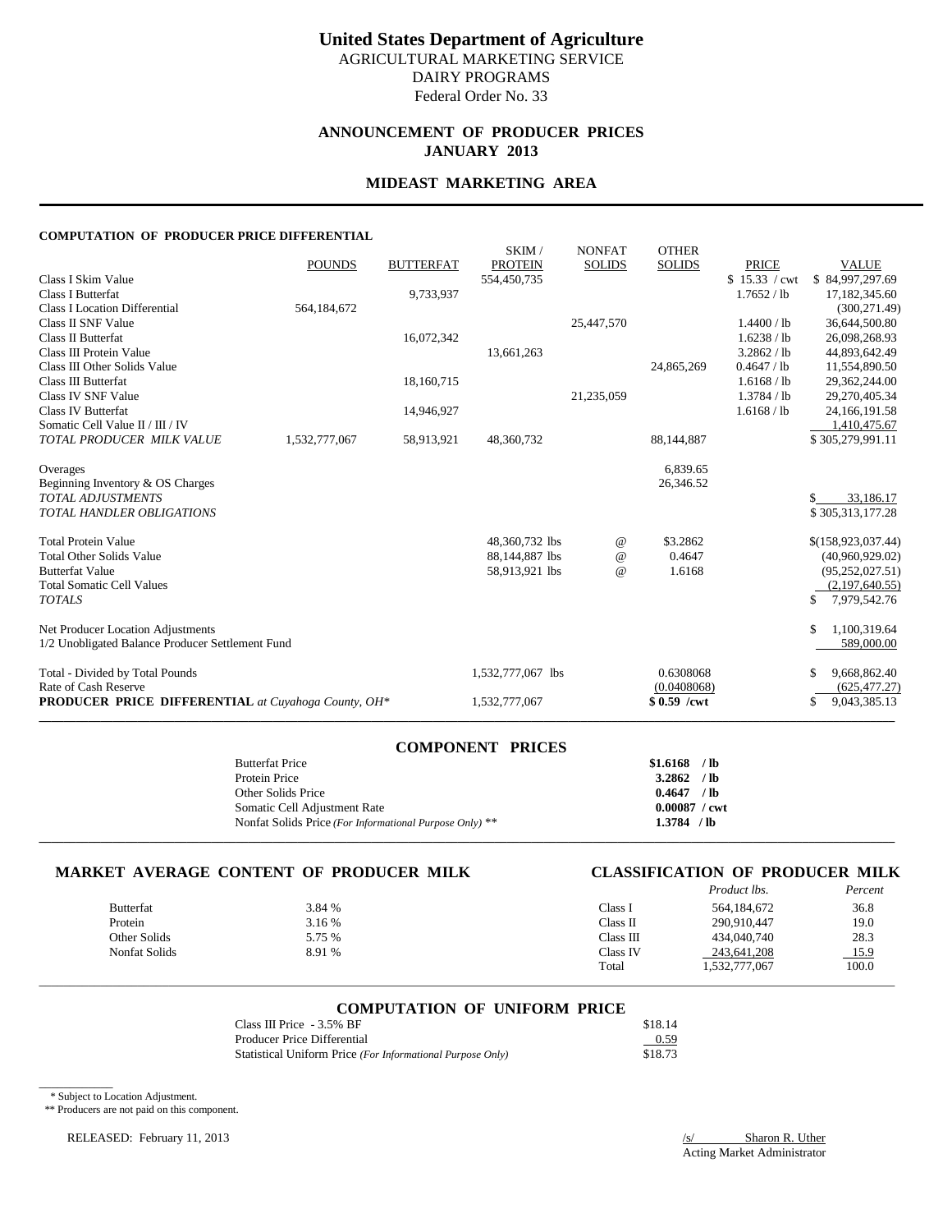# United States Department of Agriculture

AGRICULTURAL MARKETING SERVICE
DAIRY PROGRAMS
Federal Order No. 33

## ANNOUNCEMENT OF PRODUCER PRICES
## JANUARY 2013

## MIDEAST MARKETING AREA

### COMPUTATION OF PRODUCER PRICE DIFFERENTIAL

| | POUNDS | BUTTERFAT | SKIM / PROTEIN | NONFAT SOLIDS | OTHER SOLIDS | PRICE | VALUE |
|---|---|---|---|---|---|---|---|
| Class I Skim Value | | | 554,450,735 | | | $ 15.33 / cwt | $ 84,997,297.69 |
| Class I Butterfat | | 9,733,937 | | | | 1.7652 / lb | 17,182,345.60 |
| Class I Location Differential | 564,184,672 | | | | | | (300,271.49) |
| Class II SNF Value | | | | 25,447,570 | | 1.4400 / lb | 36,644,500.80 |
| Class II Butterfat | | 16,072,342 | | | | 1.6238 / lb | 26,098,268.93 |
| Class III Protein Value | | | 13,661,263 | | | 3.2862 / lb | 44,893,642.49 |
| Class III Other Solids Value | | | | | 24,865,269 | 0.4647 / lb | 11,554,890.50 |
| Class III Butterfat | | 18,160,715 | | | | 1.6168 / lb | 29,362,244.00 |
| Class IV SNF Value | | | | 21,235,059 | | 1.3784 / lb | 29,270,405.34 |
| Class IV Butterfat | | 14,946,927 | | | | 1.6168 / lb | 24,166,191.58 |
| Somatic Cell Value II / III / IV | | | | | | | 1,410,475.67 |
| *TOTAL PRODUCER MILK VALUE* | 1,532,777,067 | 58,913,921 | 48,360,732 | | 88,144,887 | | $ 305,279,991.11 |
| | | | | | | | |
| Overages | | | | | 6,839.65 | | |
| Beginning Inventory & OS Charges | | | | | 26,346.52 | | |
| *TOTAL ADJUSTMENTS* | | | | | | | $ 33,186.17 |
| *TOTAL HANDLER OBLIGATIONS* | | | | | | | $ 305,313,177.28 |
| | | | | | | | |
| Total Protein Value | | | 48,360,732 lbs | @ | $3.2862 | | $(158,923,037.44) |
| Total Other Solids Value | | | 88,144,887 lbs | @ | 0.4647 | | (40,960,929.02) |
| Butterfat Value | | | 58,913,921 lbs | @ | 1.6168 | | (95,252,027.51) |
| Total Somatic Cell Values | | | | | | | (2,197,640.55) |
| *TOTALS* | | | | | | | $ 7,979,542.76 |
| | | | | | | | |
| Net Producer Location Adjustments | | | | | | | $ 1,100,319.64 |
| 1/2 Unobligated Balance Producer Settlement Fund | | | | | | | 589,000.00 |
| | | | | | | | |
| Total - Divided by Total Pounds | | | 1,532,777,067 lbs | | 0.6308068 | | $ 9,668,862.40 |
| Rate of Cash Reserve | | | | | (0.0408068) | | (625,477.27) |
| **PRODUCER PRICE DIFFERENTIAL** *at Cuyahoga County, OH\** | | | 1,532,777,067 | | **$ 0.59 /cwt** | | $ 9,043,385.13 |

### COMPONENT PRICES

| | |
|---|---|
| Butterfat Price | **$1.6168 / lb** |
| Protein Price | **3.2862 / lb** |
| Other Solids Price | **0.4647 / lb** |
| Somatic Cell Adjustment Rate | **0.00087 / cwt** |
| Nonfat Solids Price *(For Informational Purpose Only)* ** | **1.3784 / lb** |

### MARKET AVERAGE CONTENT OF PRODUCER MILK

| | |
|---|---|
| Butterfat | 3.84 % |
| Protein | 3.16 % |
| Other Solids | 5.75 % |
| Nonfat Solids | 8.91 % |

### CLASSIFICATION OF PRODUCER MILK

| | *Product lbs.* | *Percent* |
|---|---|---|
| Class I | 564,184,672 | 36.8 |
| Class II | 290,910,447 | 19.0 |
| Class III | 434,040,740 | 28.3 |
| Class IV | 243,641,208 | 15.9 |
| Total | 1,532,777,067 | 100.0 |

### COMPUTATION OF UNIFORM PRICE

| | |
|---|---|
| Class III Price - 3.5% BF | $18.14 |
| Producer Price Differential | 0.59 |
| Statistical Uniform Price *(For Informational Purpose Only)* | $18.73 |

\* Subject to Location Adjustment.
** Producers are not paid on this component.

RELEASED: February 11, 2013

/s/ Sharon R. Uther
Acting Market Administrator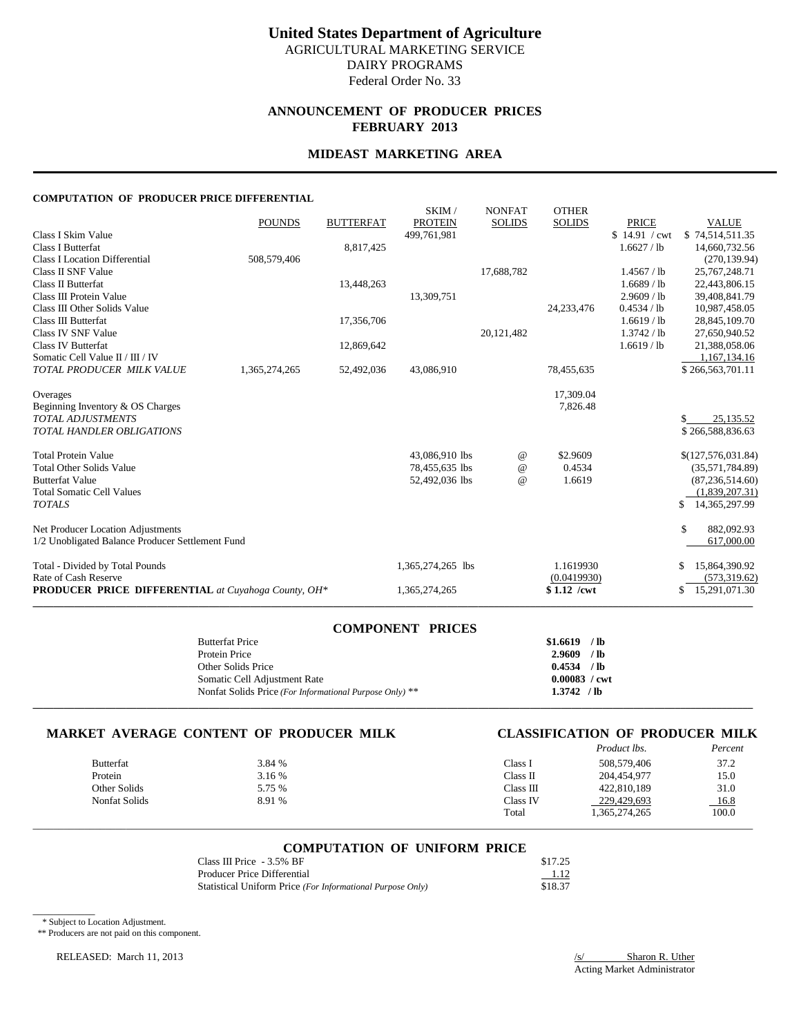# United States Department of Agriculture

AGRICULTURAL MARKETING SERVICE
DAIRY PROGRAMS
Federal Order No. 33

## ANNOUNCEMENT OF PRODUCER PRICES
## FEBRUARY 2013

## MIDEAST MARKETING AREA

#### COMPUTATION OF PRODUCER PRICE DIFFERENTIAL

| | POUNDS | BUTTERFAT | SKIM / PROTEIN | NONFAT SOLIDS | OTHER SOLIDS | PRICE | VALUE |
|---|---|---|---|---|---|---|---|
| Class I Skim Value | | | 499,761,981 | | | $ 14.91 / cwt | $ 74,514,511.35 |
| Class I Butterfat | | 8,817,425 | | | | 1.6627 / lb | 14,660,732.56 |
| Class I Location Differential | 508,579,406 | | | | | | (270,139.94) |
| Class II SNF Value | | | | 17,688,782 | | 1.4567 / lb | 25,767,248.71 |
| Class II Butterfat | | 13,448,263 | | | | 1.6689 / lb | 22,443,806.15 |
| Class III Protein Value | | | 13,309,751 | | | 2.9609 / lb | 39,408,841.79 |
| Class III Other Solids Value | | | | | 24,233,476 | 0.4534 / lb | 10,987,458.05 |
| Class III Butterfat | | 17,356,706 | | | | 1.6619 / lb | 28,845,109.70 |
| Class IV SNF Value | | | | 20,121,482 | | 1.3742 / lb | 27,650,940.52 |
| Class IV Butterfat | | 12,869,642 | | | | 1.6619 / lb | 21,388,058.06 |
| Somatic Cell Value II / III / IV | | | | | | | 1,167,134.16 |
| *TOTAL PRODUCER MILK VALUE* | 1,365,274,265 | 52,492,036 | 43,086,910 | | 78,455,635 | | $ 266,563,701.11 |
| | | | | | | | |
| Overages | | | | | 17,309.04 | | |
| Beginning Inventory & OS Charges | | | | | 7,826.48 | | |
| *TOTAL ADJUSTMENTS* | | | | | | | $ 25,135.52 |
| *TOTAL HANDLER OBLIGATIONS* | | | | | | | $ 266,588,836.63 |
| | | | | | | | |
| Total Protein Value | | | 43,086,910 lbs | @ | $2.9609 | | $(127,576,031.84) |
| Total Other Solids Value | | | 78,455,635 lbs | @ | 0.4534 | | (35,571,784.89) |
| Butterfat Value | | | 52,492,036 lbs | @ | 1.6619 | | (87,236,514.60) |
| Total Somatic Cell Values | | | | | | | (1,839,207.31) |
| *TOTALS* | | | | | | | $ 14,365,297.99 |
| | | | | | | | |
| Net Producer Location Adjustments | | | | | | | $ 882,092.93 |
| 1/2 Unobligated Balance Producer Settlement Fund | | | | | | | 617,000.00 |
| | | | | | | | |
| Total - Divided by Total Pounds | | | 1,365,274,265 lbs | | 1.1619930 | | $ 15,864,390.92 |
| Rate of Cash Reserve | | | | | (0.0419930) | | (573,319.62) |
| **PRODUCER PRICE DIFFERENTIAL** *at Cuyahoga County, OH** | | | 1,365,274,265 | | **$ 1.12 /cwt** | | $ 15,291,071.30 |

### COMPONENT PRICES

| | |
|---|---|
| Butterfat Price | **$1.6619 / lb** |
| Protein Price | **2.9609 / lb** |
| Other Solids Price | **0.4534 / lb** |
| Somatic Cell Adjustment Rate | **0.00083 / cwt** |
| Nonfat Solids Price *(For Informational Purpose Only)* ** | **1.3742 / lb** |

### MARKET AVERAGE CONTENT OF PRODUCER MILK

| | |
|---|---|
| Butterfat | 3.84 % |
| Protein | 3.16 % |
| Other Solids | 5.75 % |
| Nonfat Solids | 8.91 % |

### CLASSIFICATION OF PRODUCER MILK

| | *Product lbs.* | *Percent* |
|---|---|---|
| Class I | 508,579,406 | 37.2 |
| Class II | 204,454,977 | 15.0 |
| Class III | 422,810,189 | 31.0 |
| Class IV | 229,429,693 | 16.8 |
| Total | 1,365,274,265 | 100.0 |

### COMPUTATION OF UNIFORM PRICE

| | |
|---|---|
| Class III Price - 3.5% BF | $17.25 |
| Producer Price Differential | 1.12 |
| Statistical Uniform Price *(For Informational Purpose Only)* | $18.37 |

\* Subject to Location Adjustment.
** Producers are not paid on this component.

RELEASED: March 11, 2013

/s/ Sharon R. Uther
Acting Market Administrator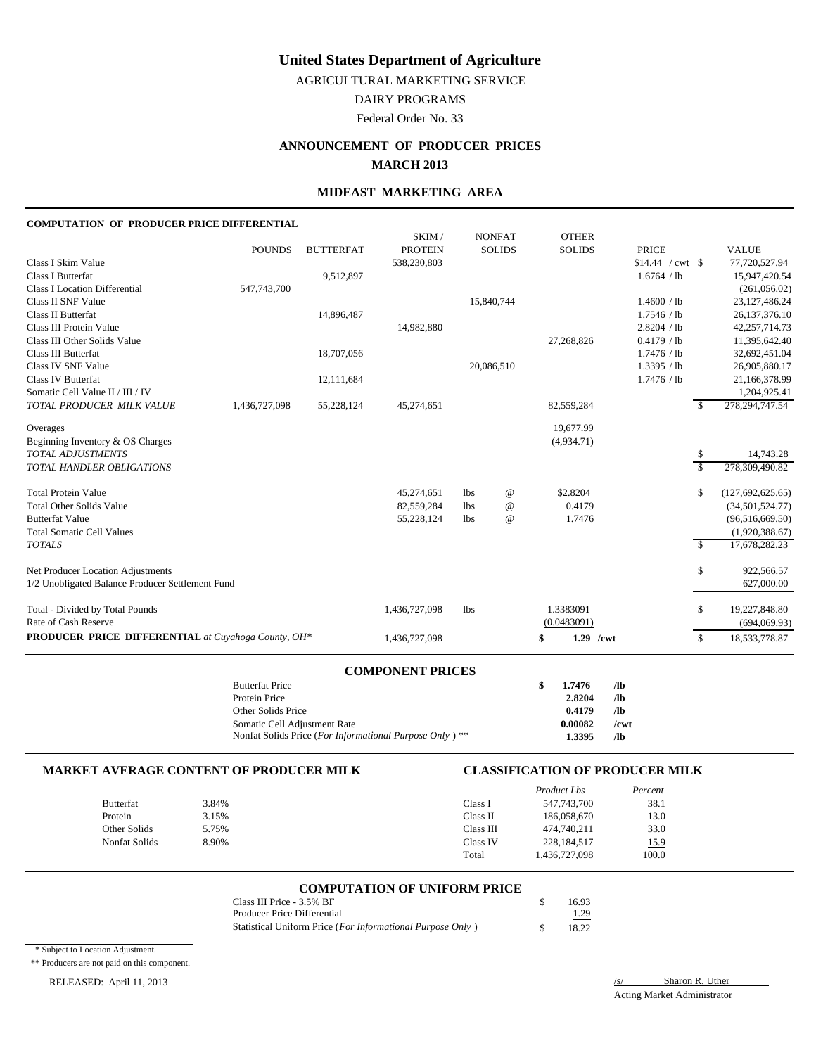# United States Department of Agriculture

AGRICULTURAL MARKETING SERVICE

DAIRY PROGRAMS

Federal Order No. 33

## ANNOUNCEMENT OF PRODUCER PRICES

## MARCH 2013

### MIDEAST MARKETING AREA

**COMPUTATION OF PRODUCER PRICE DIFFERENTIAL**

| | POUNDS | BUTTERFAT | SKIM / PROTEIN | NONFAT SOLIDS | OTHER SOLIDS | PRICE | VALUE |
|---|---|---|---|---|---|---|---|
| Class I Skim Value | | | 538,230,803 | | | $14.44 / cwt | $ 77,720,527.94 |
| Class I Butterfat | | 9,512,897 | | | | 1.6764 / lb | 15,947,420.54 |
| Class I Location Differential | 547,743,700 | | | | | | (261,056.02) |
| Class II SNF Value | | | | 15,840,744 | | 1.4600 / lb | 23,127,486.24 |
| Class II Butterfat | | 14,896,487 | | | | 1.7546 / lb | 26,137,376.10 |
| Class III Protein Value | | | 14,982,880 | | | 2.8204 / lb | 42,257,714.73 |
| Class III Other Solids Value | | | | | 27,268,826 | 0.4179 / lb | 11,395,642.40 |
| Class III Butterfat | | 18,707,056 | | | | 1.7476 / lb | 32,692,451.04 |
| Class IV SNF Value | | | | 20,086,510 | | 1.3395 / lb | 26,905,880.17 |
| Class IV Butterfat | | 12,111,684 | | | | 1.7476 / lb | 21,166,378.99 |
| Somatic Cell Value II / III / IV | | | | | | | 1,204,925.41 |
| *TOTAL PRODUCER MILK VALUE* | 1,436,727,098 | 55,228,124 | 45,274,651 | | 82,559,284 | | $ 278,294,747.54 |
| Overages | | | | | 19,677.99 | | |
| Beginning Inventory & OS Charges | | | | | (4,934.71) | | |
| *TOTAL ADJUSTMENTS* | | | | | | | $ 14,743.28 |
| *TOTAL HANDLER OBLIGATIONS* | | | | | | | $ 278,309,490.82 |
| Total Protein Value | | | 45,274,651 | lbs @ | $2.8204 | | $ (127,692,625.65) |
| Total Other Solids Value | | | 82,559,284 | lbs @ | 0.4179 | | (34,501,524.77) |
| Butterfat Value | | | 55,228,124 | lbs @ | 1.7476 | | (96,516,669.50) |
| Total Somatic Cell Values | | | | | | | (1,920,388.67) |
| *TOTALS* | | | | | | | $ 17,678,282.23 |
| Net Producer Location Adjustments | | | | | | | $ 922,566.57 |
| 1/2 Unobligated Balance Producer Settlement Fund | | | | | | | 627,000.00 |
| Total - Divided by Total Pounds | | | 1,436,727,098 | lbs | 1.3383091 | | $ 19,227,848.80 |
| Rate of Cash Reserve | | | | | (0.0483091) | | (694,069.93) |
| **PRODUCER PRICE DIFFERENTIAL** *at Cuyahoga County, OH\** | | | 1,436,727,098 | | **$ 1.29 /cwt** | | $ 18,533,778.87 |

### COMPONENT PRICES

| | | |
|---|---|---|
| Butterfat Price | **$ 1.7476** | **/lb** |
| Protein Price | **2.8204** | **/lb** |
| Other Solids Price | **0.4179** | **/lb** |
| Somatic Cell Adjustment Rate | **0.00082** | **/cwt** |
| Nonfat Solids Price (*For Informational Purpose Only* ) ** | **1.3395** | **/lb** |

### MARKET AVERAGE CONTENT OF PRODUCER MILK

| | |
|---|---|
| Butterfat | 3.84% |
| Protein | 3.15% |
| Other Solids | 5.75% |
| Nonfat Solids | 8.90% |

### CLASSIFICATION OF PRODUCER MILK

| | *Product Lbs* | *Percent* |
|---|---|---|
| Class I | 547,743,700 | 38.1 |
| Class II | 186,058,670 | 13.0 |
| Class III | 474,740,211 | 33.0 |
| Class IV | 228,184,517 | 15.9 |
| Total | 1,436,727,098 | 100.0 |

### COMPUTATION OF UNIFORM PRICE

| | |
|---|---|
| Class III Price - 3.5% BF | $ 16.93 |
| Producer Price Differential | 1.29 |
| Statistical Uniform Price (*For Informational Purpose Only* ) | $ 18.22 |

\* Subject to Location Adjustment.

** Producers are not paid on this component.

RELEASED: April 11, 2013

/s/ Sharon R. Uther
Acting Market Administrator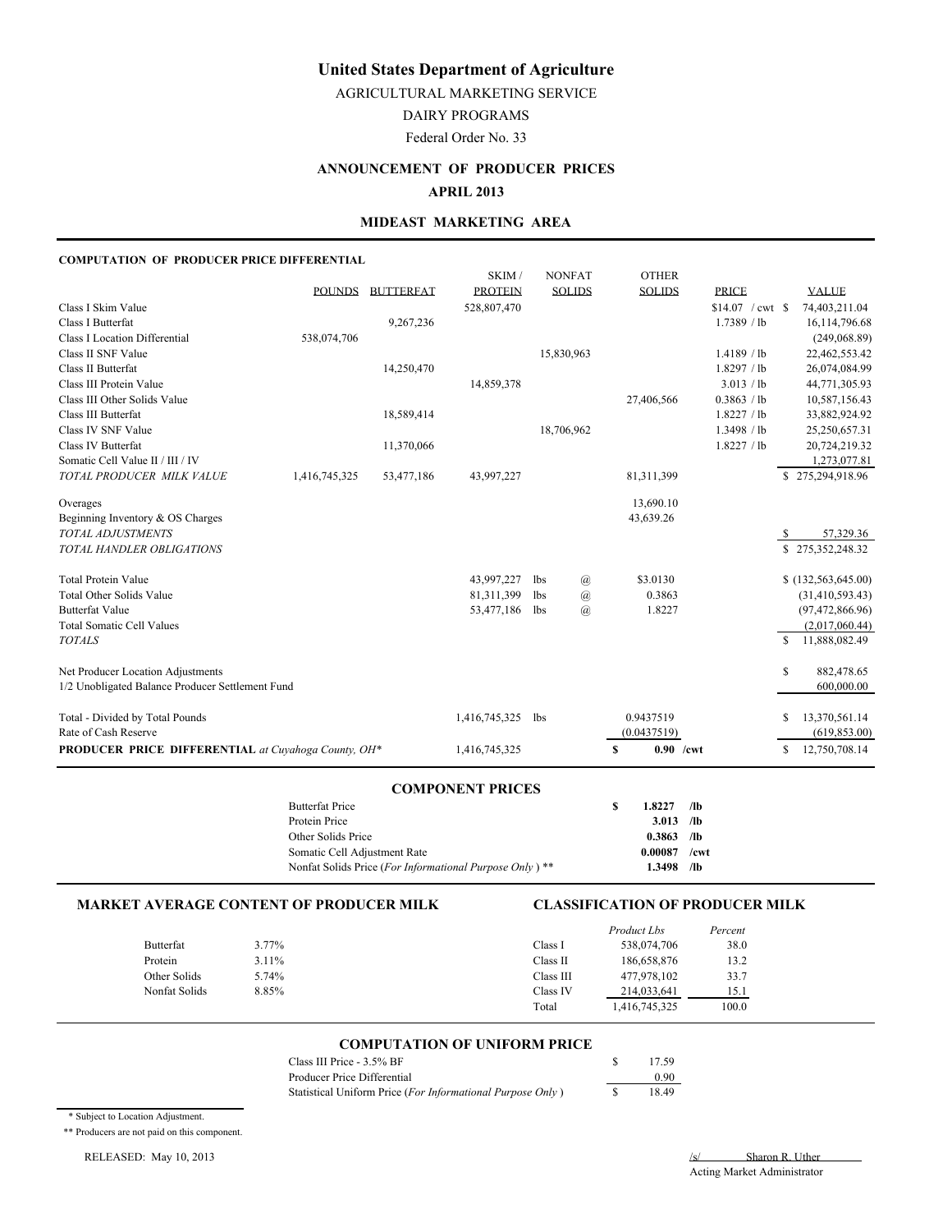# United States Department of Agriculture

AGRICULTURAL MARKETING SERVICE

DAIRY PROGRAMS

Federal Order No. 33

## ANNOUNCEMENT OF PRODUCER PRICES

### APRIL 2013

### MIDEAST MARKETING AREA

**COMPUTATION OF PRODUCER PRICE DIFFERENTIAL**

| | POUNDS | BUTTERFAT | SKIM / PROTEIN | NONFAT SOLIDS | OTHER SOLIDS | PRICE | VALUE |
|---|---|---|---|---|---|---|---|
| Class I Skim Value | | | 528,807,470 | | | $14.07 / cwt | $ 74,403,211.04 |
| Class I Butterfat | | 9,267,236 | | | | 1.7389 / lb | 16,114,796.68 |
| Class I Location Differential | 538,074,706 | | | | | | (249,068.89) |
| Class II SNF Value | | | | 15,830,963 | | 1.4189 / lb | 22,462,553.42 |
| Class II Butterfat | | 14,250,470 | | | | 1.8297 / lb | 26,074,084.99 |
| Class III Protein Value | | | 14,859,378 | | | 3.013 / lb | 44,771,305.93 |
| Class III Other Solids Value | | | | | 27,406,566 | 0.3863 / lb | 10,587,156.43 |
| Class III Butterfat | | 18,589,414 | | | | 1.8227 / lb | 33,882,924.92 |
| Class IV SNF Value | | | | 18,706,962 | | 1.3498 / lb | 25,250,657.31 |
| Class IV Butterfat | | 11,370,066 | | | | 1.8227 / lb | 20,724,219.32 |
| Somatic Cell Value II / III / IV | | | | | | | 1,273,077.81 |
| *TOTAL PRODUCER MILK VALUE* | 1,416,745,325 | 53,477,186 | 43,997,227 | | 81,311,399 | | $ 275,294,918.96 |
| Overages | | | | | 13,690.10 | | |
| Beginning Inventory & OS Charges | | | | | 43,639.26 | | |
| *TOTAL ADJUSTMENTS* | | | | | | | $ 57,329.36 |
| *TOTAL HANDLER OBLIGATIONS* | | | | | | | $ 275,352,248.32 |
| Total Protein Value | | | 43,997,227 | lbs @ | $3.0130 | | $ (132,563,645.00) |
| Total Other Solids Value | | | 81,311,399 | lbs @ | 0.3863 | | (31,410,593.43) |
| Butterfat Value | | | 53,477,186 | lbs @ | 1.8227 | | (97,472,866.96) |
| Total Somatic Cell Values | | | | | | | (2,017,060.44) |
| *TOTALS* | | | | | | | $ 11,888,082.49 |
| Net Producer Location Adjustments | | | | | | | $ 882,478.65 |
| 1/2 Unobligated Balance Producer Settlement Fund | | | | | | | 600,000.00 |
| Total - Divided by Total Pounds | | | 1,416,745,325 | lbs | 0.9437519 | | $ 13,370,561.14 |
| Rate of Cash Reserve | | | | | (0.0437519) | | (619,853.00) |
| **PRODUCER PRICE DIFFERENTIAL** *at Cuyahoga County, OH\** | | | 1,416,745,325 | | $ 0.90 /cwt | | $ 12,750,708.14 |

### COMPONENT PRICES

| | | |
|---|---|---|
| Butterfat Price | $ 1.8227 | /lb |
| Protein Price | 3.013 | /lb |
| Other Solids Price | 0.3863 | /lb |
| Somatic Cell Adjustment Rate | 0.00087 | /cwt |
| Nonfat Solids Price (*For Informational Purpose Only* ) ** | 1.3498 | /lb |

### MARKET AVERAGE CONTENT OF PRODUCER MILK

| | |
|---|---|
| Butterfat | 3.77% |
| Protein | 3.11% |
| Other Solids | 5.74% |
| Nonfat Solids | 8.85% |

### CLASSIFICATION OF PRODUCER MILK

| | *Product Lbs* | *Percent* |
|---|---|---|
| Class I | 538,074,706 | 38.0 |
| Class II | 186,658,876 | 13.2 |
| Class III | 477,978,102 | 33.7 |
| Class IV | 214,033,641 | 15.1 |
| Total | 1,416,745,325 | 100.0 |

### COMPUTATION OF UNIFORM PRICE

| | |
|---|---|
| Class III Price - 3.5% BF | $ 17.59 |
| Producer Price Differential | 0.90 |
| Statistical Uniform Price (*For Informational Purpose Only* ) | $ 18.49 |

\* Subject to Location Adjustment.

\*\* Producers are not paid on this component.

RELEASED: May 10, 2013

/s/ Sharon R. Uther
Acting Market Administrator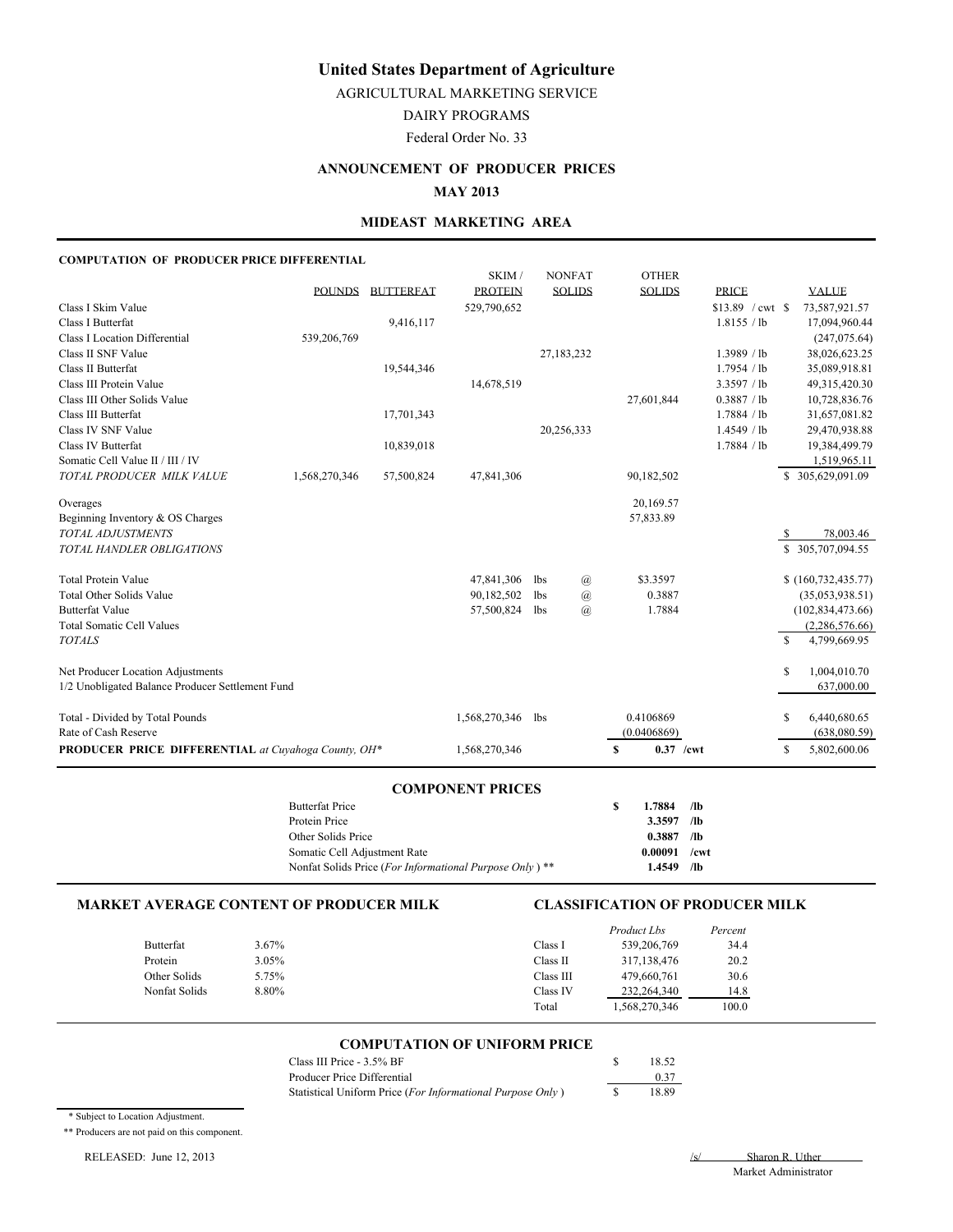# United States Department of Agriculture

AGRICULTURAL MARKETING SERVICE

DAIRY PROGRAMS

Federal Order No. 33

## ANNOUNCEMENT OF PRODUCER PRICES

**MAY 2013**

### MIDEAST MARKETING AREA

**COMPUTATION OF PRODUCER PRICE DIFFERENTIAL**

| | POUNDS | BUTTERFAT | SKIM / PROTEIN | NONFAT SOLIDS | OTHER SOLIDS | PRICE | VALUE |
|---|---|---|---|---|---|---|---|
| Class I Skim Value | | | 529,790,652 | | | $13.89 / cwt | $ 73,587,921.57 |
| Class I Butterfat | | 9,416,117 | | | | 1.8155 / lb | 17,094,960.44 |
| Class I Location Differential | 539,206,769 | | | | | | (247,075.64) |
| Class II SNF Value | | | | 27,183,232 | | 1.3989 / lb | 38,026,623.25 |
| Class II Butterfat | | 19,544,346 | | | | 1.7954 / lb | 35,089,918.81 |
| Class III Protein Value | | | 14,678,519 | | | 3.3597 / lb | 49,315,420.30 |
| Class III Other Solids Value | | | | | 27,601,844 | 0.3887 / lb | 10,728,836.76 |
| Class III Butterfat | | 17,701,343 | | | | 1.7884 / lb | 31,657,081.82 |
| Class IV SNF Value | | | | 20,256,333 | | 1.4549 / lb | 29,470,938.88 |
| Class IV Butterfat | | 10,839,018 | | | | 1.7884 / lb | 19,384,499.79 |
| Somatic Cell Value II / III / IV | | | | | | | 1,519,965.11 |
| *TOTAL PRODUCER MILK VALUE* | 1,568,270,346 | 57,500,824 | 47,841,306 | | 90,182,502 | | $ 305,629,091.09 |
| Overages | | | | | 20,169.57 | | |
| Beginning Inventory & OS Charges | | | | | 57,833.89 | | |
| *TOTAL ADJUSTMENTS* | | | | | | | $ 78,003.46 |
| *TOTAL HANDLER OBLIGATIONS* | | | | | | | $ 305,707,094.55 |
| Total Protein Value | | | 47,841,306 | lbs @ | $3.3597 | | $ (160,732,435.77) |
| Total Other Solids Value | | | 90,182,502 | lbs @ | 0.3887 | | (35,053,938.51) |
| Butterfat Value | | | 57,500,824 | lbs @ | 1.7884 | | (102,834,473.66) |
| Total Somatic Cell Values | | | | | | | (2,286,576.66) |
| *TOTALS* | | | | | | | $ 4,799,669.95 |
| Net Producer Location Adjustments | | | | | | | $ 1,004,010.70 |
| 1/2 Unobligated Balance Producer Settlement Fund | | | | | | | 637,000.00 |
| Total - Divided by Total Pounds | | | 1,568,270,346 | lbs | 0.4106869 | | $ 6,440,680.65 |
| Rate of Cash Reserve | | | | | (0.0406869) | | (638,080.59) |
| **PRODUCER PRICE DIFFERENTIAL** *at Cuyahoga County, OH\** | | | 1,568,270,346 | | **$ 0.37 /cwt** | | $ 5,802,600.06 |

### COMPONENT PRICES

| | | |
|---|---|---|
| Butterfat Price | **$ 1.7884** | **/lb** |
| Protein Price | **3.3597** | **/lb** |
| Other Solids Price | **0.3887** | **/lb** |
| Somatic Cell Adjustment Rate | **0.00091** | **/cwt** |
| Nonfat Solids Price (*For Informational Purpose Only* ) \*\* | **1.4549** | **/lb** |

### MARKET AVERAGE CONTENT OF PRODUCER MILK

| | |
|---|---|
| Butterfat | 3.67% |
| Protein | 3.05% |
| Other Solids | 5.75% |
| Nonfat Solids | 8.80% |

### CLASSIFICATION OF PRODUCER MILK

| | *Product Lbs* | *Percent* |
|---|---|---|
| Class I | 539,206,769 | 34.4 |
| Class II | 317,138,476 | 20.2 |
| Class III | 479,660,761 | 30.6 |
| Class IV | 232,264,340 | 14.8 |
| Total | 1,568,270,346 | 100.0 |

### COMPUTATION OF UNIFORM PRICE

| | |
|---|---|
| Class III Price - 3.5% BF | $ 18.52 |
| Producer Price Differential | 0.37 |
| Statistical Uniform Price (*For Informational Purpose Only* ) | $ 18.89 |

\* Subject to Location Adjustment.

\*\* Producers are not paid on this component.

RELEASED: June 12, 2013

/s/ Sharon R. Uther
Market Administrator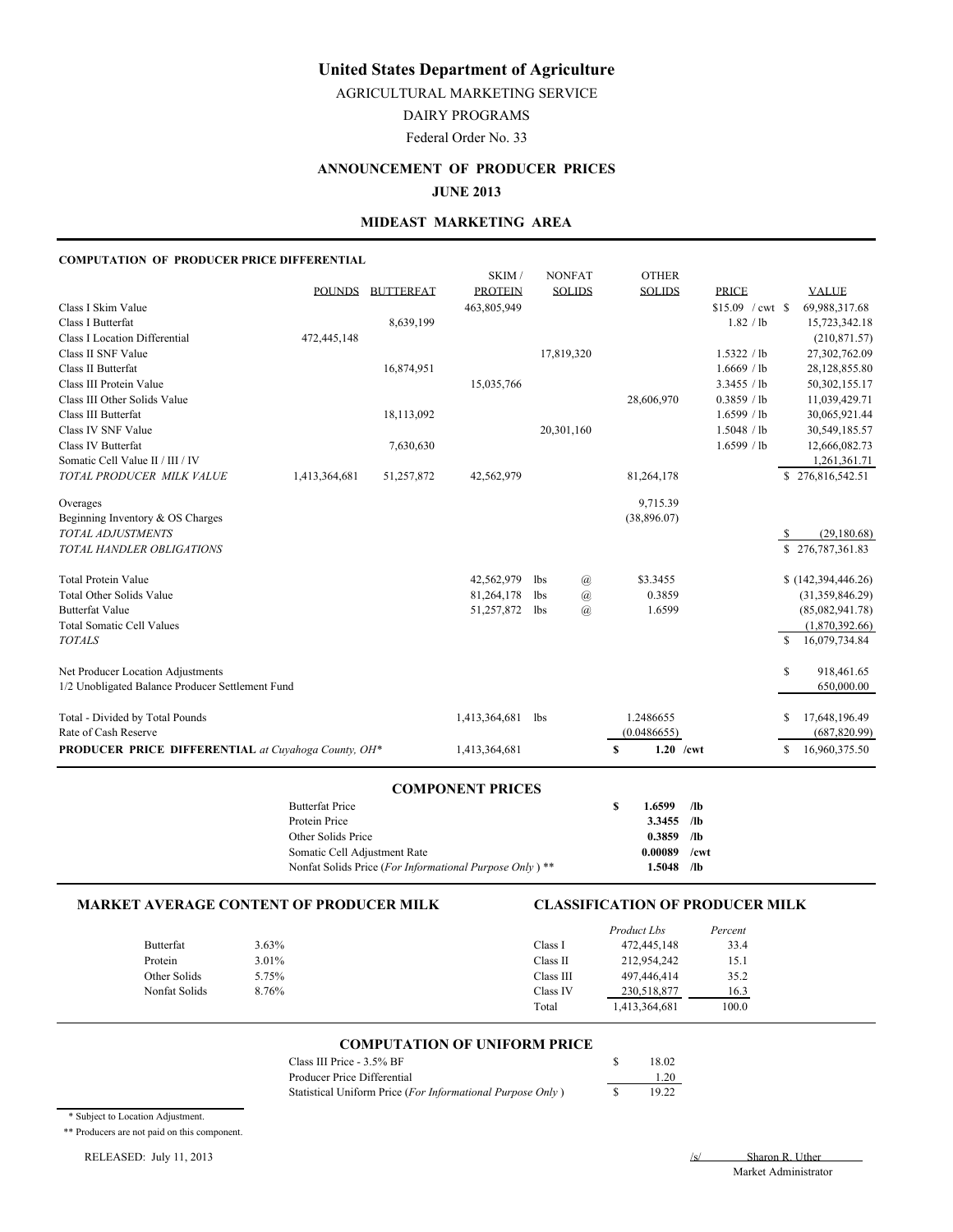# United States Department of Agriculture

AGRICULTURAL MARKETING SERVICE

DAIRY PROGRAMS

Federal Order No. 33

## ANNOUNCEMENT OF PRODUCER PRICES

**JUNE 2013**

## MIDEAST MARKETING AREA

### COMPUTATION OF PRODUCER PRICE DIFFERENTIAL

| | POUNDS | BUTTERFAT | SKIM / PROTEIN | NONFAT SOLIDS | OTHER SOLIDS | PRICE | VALUE |
|---|---|---|---|---|---|---|---|
| Class I Skim Value | | | 463,805,949 | | | $15.09 / cwt | $ 69,988,317.68 |
| Class I Butterfat | | 8,639,199 | | | | 1.82 / lb | 15,723,342.18 |
| Class I Location Differential | 472,445,148 | | | | | | (210,871.57) |
| Class II SNF Value | | | | 17,819,320 | | 1.5322 / lb | 27,302,762.09 |
| Class II Butterfat | | 16,874,951 | | | | 1.6669 / lb | 28,128,855.80 |
| Class III Protein Value | | | 15,035,766 | | | 3.3455 / lb | 50,302,155.17 |
| Class III Other Solids Value | | | | | 28,606,970 | 0.3859 / lb | 11,039,429.71 |
| Class III Butterfat | | 18,113,092 | | | | 1.6599 / lb | 30,065,921.44 |
| Class IV SNF Value | | | | 20,301,160 | | 1.5048 / lb | 30,549,185.57 |
| Class IV Butterfat | | 7,630,630 | | | | 1.6599 / lb | 12,666,082.73 |
| Somatic Cell Value II / III / IV | | | | | | | 1,261,361.71 |
| *TOTAL PRODUCER MILK VALUE* | 1,413,364,681 | 51,257,872 | 42,562,979 | | 81,264,178 | | $ 276,816,542.51 |
| Overages | | | | | 9,715.39 | | |
| Beginning Inventory & OS Charges | | | | | (38,896.07) | | |
| *TOTAL ADJUSTMENTS* | | | | | | | $ (29,180.68) |
| *TOTAL HANDLER OBLIGATIONS* | | | | | | | $ 276,787,361.83 |
| Total Protein Value | | | 42,562,979 lbs | @ | $3.3455 | | $ (142,394,446.26) |
| Total Other Solids Value | | | 81,264,178 lbs | @ | 0.3859 | | (31,359,846.29) |
| Butterfat Value | | | 51,257,872 lbs | @ | 1.6599 | | (85,082,941.78) |
| Total Somatic Cell Values | | | | | | | (1,870,392.66) |
| *TOTALS* | | | | | | | $ 16,079,734.84 |
| Net Producer Location Adjustments | | | | | | | $ 918,461.65 |
| 1/2 Unobligated Balance Producer Settlement Fund | | | | | | | 650,000.00 |
| Total - Divided by Total Pounds | | | 1,413,364,681 lbs | | 1.2486655 | | $ 17,648,196.49 |
| Rate of Cash Reserve | | | | | (0.0486655) | | (687,820.99) |
| **PRODUCER PRICE DIFFERENTIAL** *at Cuyahoga County, OH\** | | | 1,413,364,681 | | **$ 1.20 /cwt** | | $ 16,960,375.50 |

### COMPONENT PRICES

| | | |
|---|---|---|
| Butterfat Price | **$ 1.6599** | **/lb** |
| Protein Price | **3.3455** | **/lb** |
| Other Solids Price | **0.3859** | **/lb** |
| Somatic Cell Adjustment Rate | **0.00089** | **/cwt** |
| Nonfat Solids Price (*For Informational Purpose Only* ) ** | **1.5048** | **/lb** |

### MARKET AVERAGE CONTENT OF PRODUCER MILK

| | |
|---|---|
| Butterfat | 3.63% |
| Protein | 3.01% |
| Other Solids | 5.75% |
| Nonfat Solids | 8.76% |

### CLASSIFICATION OF PRODUCER MILK

| | *Product Lbs* | *Percent* |
|---|---|---|
| Class I | 472,445,148 | 33.4 |
| Class II | 212,954,242 | 15.1 |
| Class III | 497,446,414 | 35.2 |
| Class IV | 230,518,877 | 16.3 |
| Total | 1,413,364,681 | 100.0 |

### COMPUTATION OF UNIFORM PRICE

| | |
|---|---|
| Class III Price - 3.5% BF | $ 18.02 |
| Producer Price Differential | 1.20 |
| Statistical Uniform Price (*For Informational Purpose Only* ) | $ 19.22 |

\* Subject to Location Adjustment.

** Producers are not paid on this component.

RELEASED: July 11, 2013

/s/ Sharon R. Uther
Market Administrator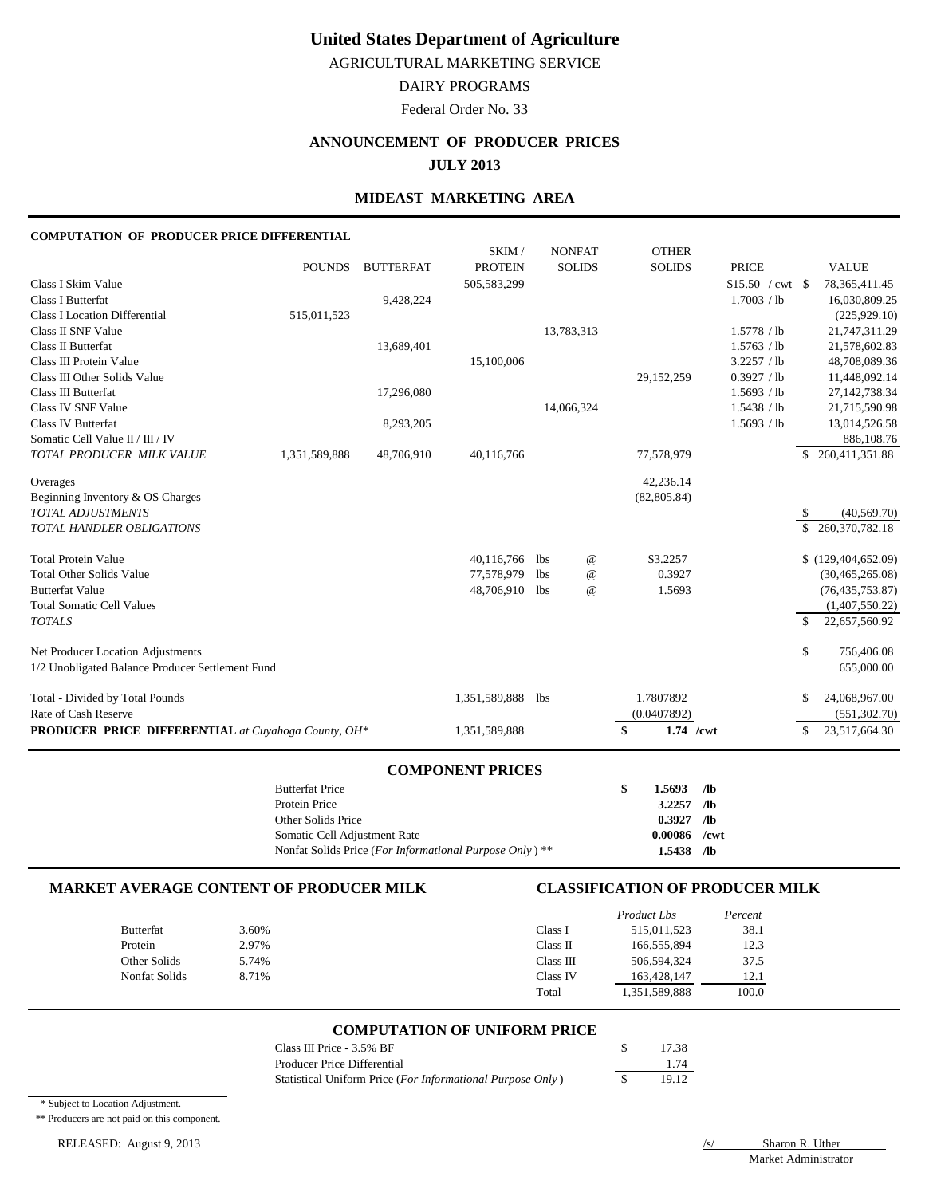# United States Department of Agriculture

AGRICULTURAL MARKETING SERVICE

DAIRY PROGRAMS

Federal Order No. 33

## ANNOUNCEMENT OF PRODUCER PRICES

## JULY 2013

### MIDEAST MARKETING AREA

**COMPUTATION OF PRODUCER PRICE DIFFERENTIAL**

| | POUNDS | BUTTERFAT | SKIM / PROTEIN | NONFAT SOLIDS | OTHER SOLIDS | PRICE | VALUE |
|---|---|---|---|---|---|---|---|
| Class I Skim Value | | | 505,583,299 | | | $15.50 / cwt | $ 78,365,411.45 |
| Class I Butterfat | | 9,428,224 | | | | 1.7003 / lb | 16,030,809.25 |
| Class I Location Differential | 515,011,523 | | | | | | (225,929.10) |
| Class II SNF Value | | | | 13,783,313 | | 1.5778 / lb | 21,747,311.29 |
| Class II Butterfat | | 13,689,401 | | | | 1.5763 / lb | 21,578,602.83 |
| Class III Protein Value | | | 15,100,006 | | | 3.2257 / lb | 48,708,089.36 |
| Class III Other Solids Value | | | | | 29,152,259 | 0.3927 / lb | 11,448,092.14 |
| Class III Butterfat | | 17,296,080 | | | | 1.5693 / lb | 27,142,738.34 |
| Class IV SNF Value | | | | 14,066,324 | | 1.5438 / lb | 21,715,590.98 |
| Class IV Butterfat | | 8,293,205 | | | | 1.5693 / lb | 13,014,526.58 |
| Somatic Cell Value II / III / IV | | | | | | | 886,108.76 |
| *TOTAL PRODUCER MILK VALUE* | 1,351,589,888 | 48,706,910 | 40,116,766 | | 77,578,979 | | $ 260,411,351.88 |
| Overages | | | | | 42,236.14 | | |
| Beginning Inventory & OS Charges | | | | | (82,805.84) | | |
| *TOTAL ADJUSTMENTS* | | | | | | | $ (40,569.70) |
| *TOTAL HANDLER OBLIGATIONS* | | | | | | | $ 260,370,782.18 |
| Total Protein Value | | | 40,116,766 | lbs @ | $3.2257 | | $ (129,404,652.09) |
| Total Other Solids Value | | | 77,578,979 | lbs @ | 0.3927 | | (30,465,265.08) |
| Butterfat Value | | | 48,706,910 | lbs @ | 1.5693 | | (76,435,753.87) |
| Total Somatic Cell Values | | | | | | | (1,407,550.22) |
| *TOTALS* | | | | | | | $ 22,657,560.92 |
| Net Producer Location Adjustments | | | | | | | $ 756,406.08 |
| 1/2 Unobligated Balance Producer Settlement Fund | | | | | | | 655,000.00 |
| Total - Divided by Total Pounds | | | 1,351,589,888 | lbs | 1.7807892 | | $ 24,068,967.00 |
| Rate of Cash Reserve | | | | | (0.0407892) | | (551,302.70) |
| **PRODUCER PRICE DIFFERENTIAL** *at Cuyahoga County, OH\** | | | 1,351,589,888 | | **$ 1.74 /cwt** | | $ 23,517,664.30 |

### COMPONENT PRICES

| | | |
|---|---|---|
| Butterfat Price | **$ 1.5693** | **/lb** |
| Protein Price | **3.2257** | **/lb** |
| Other Solids Price | **0.3927** | **/lb** |
| Somatic Cell Adjustment Rate | **0.00086** | **/cwt** |
| Nonfat Solids Price (*For Informational Purpose Only*) ** | **1.5438** | **/lb** |

### MARKET AVERAGE CONTENT OF PRODUCER MILK

| | |
|---|---|
| Butterfat | 3.60% |
| Protein | 2.97% |
| Other Solids | 5.74% |
| Nonfat Solids | 8.71% |

### CLASSIFICATION OF PRODUCER MILK

| | *Product Lbs* | *Percent* |
|---|---|---|
| Class I | 515,011,523 | 38.1 |
| Class II | 166,555,894 | 12.3 |
| Class III | 506,594,324 | 37.5 |
| Class IV | 163,428,147 | 12.1 |
| Total | 1,351,589,888 | 100.0 |

### COMPUTATION OF UNIFORM PRICE

| | |
|---|---|
| Class III Price - 3.5% BF | $ 17.38 |
| Producer Price Differential | 1.74 |
| Statistical Uniform Price (*For Informational Purpose Only*) | $ 19.12 |

\* Subject to Location Adjustment.

\** Producers are not paid on this component.

RELEASED: August 9, 2013

/s/ Sharon R. Uther
Market Administrator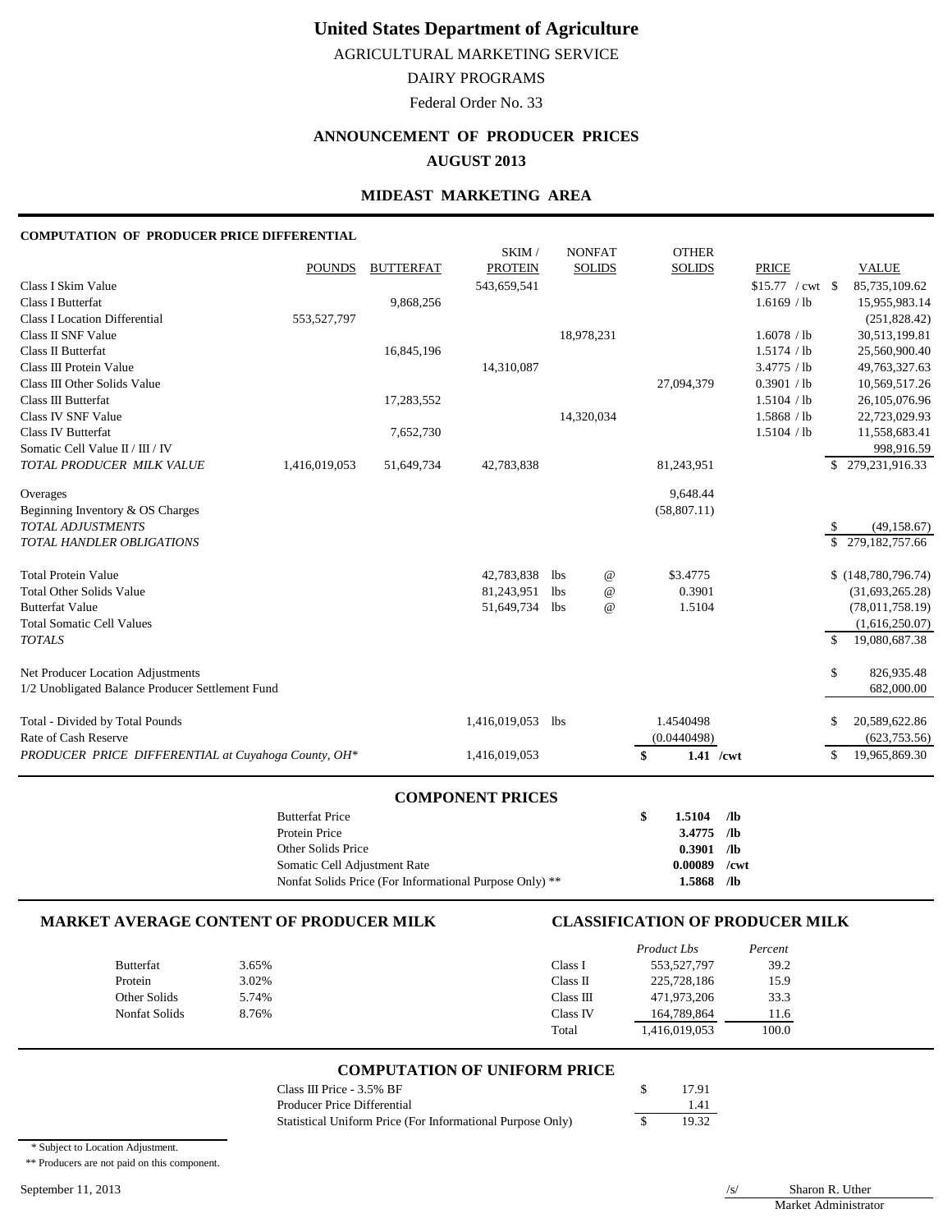# United States Department of Agriculture

AGRICULTURAL MARKETING SERVICE

DAIRY PROGRAMS

Federal Order No. 33

## ANNOUNCEMENT OF PRODUCER PRICES

## AUGUST 2013

## MIDEAST MARKETING AREA

### COMPUTATION OF PRODUCER PRICE DIFFERENTIAL

| | POUNDS | BUTTERFAT | SKIM / PROTEIN | NONFAT SOLIDS | OTHER SOLIDS | PRICE | VALUE |
|---|---|---|---|---|---|---|---|
| Class I Skim Value | | | 543,659,541 | | | $15.77 / cwt | $ 85,735,109.62 |
| Class I Butterfat | | 9,868,256 | | | | 1.6169 / lb | 15,955,983.14 |
| Class I Location Differential | 553,527,797 | | | | | | (251,828.42) |
| Class II SNF Value | | | | 18,978,231 | | 1.6078 / lb | 30,513,199.81 |
| Class II Butterfat | | 16,845,196 | | | | 1.5174 / lb | 25,560,900.40 |
| Class III Protein Value | | | 14,310,087 | | | 3.4775 / lb | 49,763,327.63 |
| Class III Other Solids Value | | | | | 27,094,379 | 0.3901 / lb | 10,569,517.26 |
| Class III Butterfat | | 17,283,552 | | | | 1.5104 / lb | 26,105,076.96 |
| Class IV SNF Value | | | | 14,320,034 | | 1.5868 / lb | 22,723,029.93 |
| Class IV Butterfat | | 7,652,730 | | | | 1.5104 / lb | 11,558,683.41 |
| Somatic Cell Value II / III / IV | | | | | | | 998,916.59 |
| *TOTAL PRODUCER MILK VALUE* | 1,416,019,053 | 51,649,734 | 42,783,838 | | 81,243,951 | | $ 279,231,916.33 |
| Overages | | | | | 9,648.44 | | |
| Beginning Inventory & OS Charges | | | | | (58,807.11) | | |
| *TOTAL ADJUSTMENTS* | | | | | | | $ (49,158.67) |
| *TOTAL HANDLER OBLIGATIONS* | | | | | | | $ 279,182,757.66 |
| Total Protein Value | | | 42,783,838 | lbs @ | $3.4775 | | $ (148,780,796.74) |
| Total Other Solids Value | | | 81,243,951 | lbs @ | 0.3901 | | (31,693,265.28) |
| Butterfat Value | | | 51,649,734 | lbs @ | 1.5104 | | (78,011,758.19) |
| Total Somatic Cell Values | | | | | | | (1,616,250.07) |
| *TOTALS* | | | | | | | $ 19,080,687.38 |
| Net Producer Location Adjustments | | | | | | | $ 826,935.48 |
| 1/2 Unobligated Balance Producer Settlement Fund | | | | | | | 682,000.00 |
| Total - Divided by Total Pounds | | | 1,416,019,053 | lbs | 1.4540498 | | $ 20,589,622.86 |
| Rate of Cash Reserve | | | | | (0.0440498) | | (623,753.56) |
| *PRODUCER PRICE DIFFERENTIAL at Cuyahoga County, OH\** | | | 1,416,019,053 | | $ 1.41 /cwt | | $ 19,965,869.30 |

### COMPONENT PRICES

| | | |
|---|---|---|
| Butterfat Price | $ 1.5104 | /lb |
| Protein Price | 3.4775 | /lb |
| Other Solids Price | 0.3901 | /lb |
| Somatic Cell Adjustment Rate | 0.00089 | /cwt |
| Nonfat Solids Price (For Informational Purpose Only) ** | 1.5868 | /lb |

### MARKET AVERAGE CONTENT OF PRODUCER MILK

| | |
|---|---|
| Butterfat | 3.65% |
| Protein | 3.02% |
| Other Solids | 5.74% |
| Nonfat Solids | 8.76% |

### CLASSIFICATION OF PRODUCER MILK

| | *Product Lbs* | *Percent* |
|---|---|---|
| Class I | 553,527,797 | 39.2 |
| Class II | 225,728,186 | 15.9 |
| Class III | 471,973,206 | 33.3 |
| Class IV | 164,789,864 | 11.6 |
| Total | 1,416,019,053 | 100.0 |

### COMPUTATION OF UNIFORM PRICE

| | |
|---|---|
| Class III Price - 3.5% BF | $ 17.91 |
| Producer Price Differential | 1.41 |
| Statistical Uniform Price (For Informational Purpose Only) | $ 19.32 |

\* Subject to Location Adjustment.

** Producers are not paid on this component.

September 11, 2013

/s/ Sharon R. Uther
Market Administrator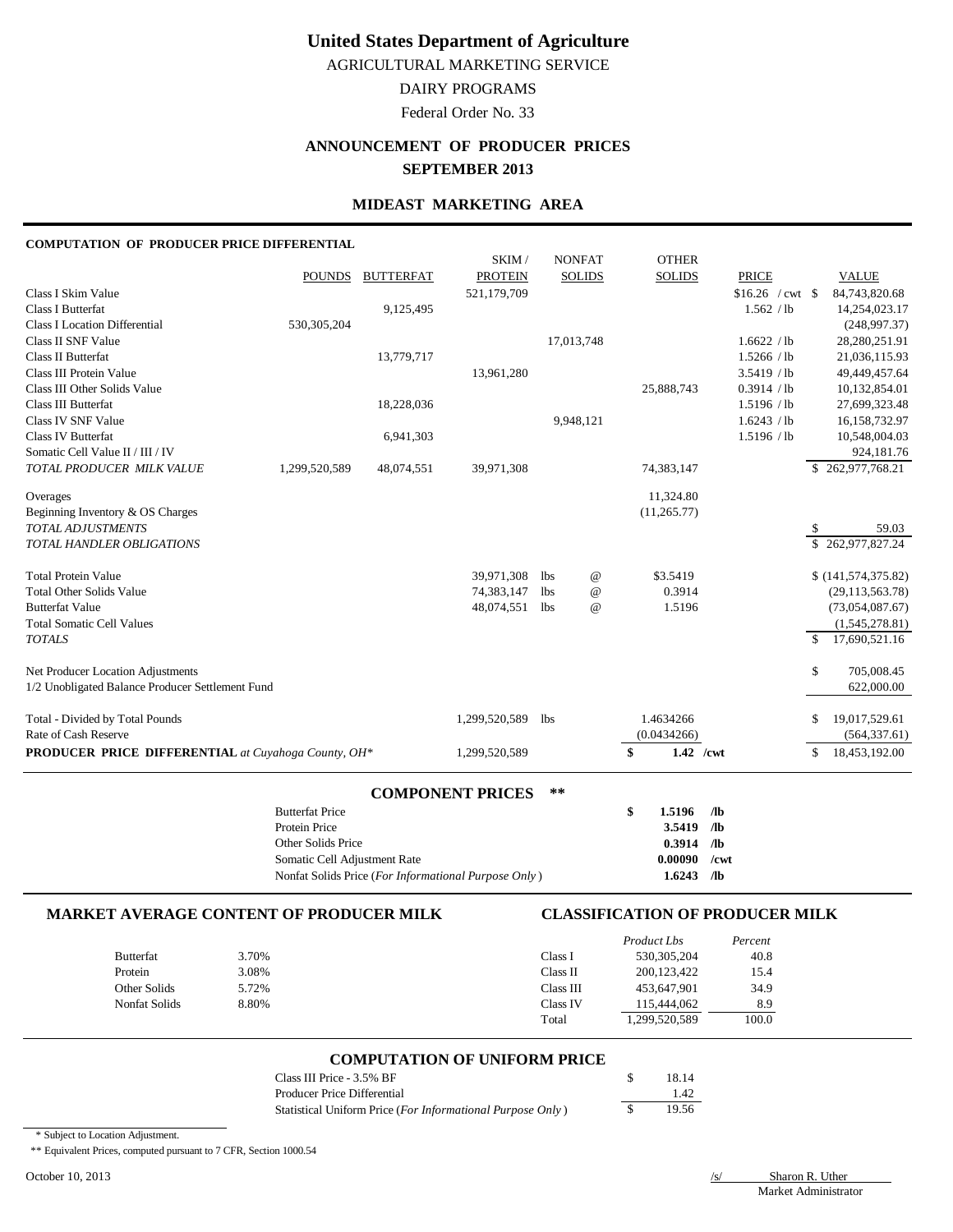# United States Department of Agriculture

AGRICULTURAL MARKETING SERVICE

DAIRY PROGRAMS

Federal Order No. 33

## ANNOUNCEMENT OF PRODUCER PRICES

## SEPTEMBER 2013

## MIDEAST MARKETING AREA

### COMPUTATION OF PRODUCER PRICE DIFFERENTIAL

| | POUNDS | BUTTERFAT | SKIM / PROTEIN | NONFAT SOLIDS | OTHER SOLIDS | PRICE | VALUE |
|---|---|---|---|---|---|---|---|
| Class I Skim Value | | | 521,179,709 | | | $16.26 / cwt | $ 84,743,820.68 |
| Class I Butterfat | | 9,125,495 | | | | 1.562 / lb | 14,254,023.17 |
| Class I Location Differential | 530,305,204 | | | | | | (248,997.37) |
| Class II SNF Value | | | | 17,013,748 | | 1.6622 / lb | 28,280,251.91 |
| Class II Butterfat | | 13,779,717 | | | | 1.5266 / lb | 21,036,115.93 |
| Class III Protein Value | | | 13,961,280 | | | 3.5419 / lb | 49,449,457.64 |
| Class III Other Solids Value | | | | | 25,888,743 | 0.3914 / lb | 10,132,854.01 |
| Class III Butterfat | | 18,228,036 | | | | 1.5196 / lb | 27,699,323.48 |
| Class IV SNF Value | | | | 9,948,121 | | 1.6243 / lb | 16,158,732.97 |
| Class IV Butterfat | | 6,941,303 | | | | 1.5196 / lb | 10,548,004.03 |
| Somatic Cell Value II / III / IV | | | | | | | 924,181.76 |
| *TOTAL PRODUCER MILK VALUE* | 1,299,520,589 | 48,074,551 | 39,971,308 | | 74,383,147 | | $ 262,977,768.21 |
| Overages | | | | | 11,324.80 | | |
| Beginning Inventory & OS Charges | | | | | (11,265.77) | | |
| *TOTAL ADJUSTMENTS* | | | | | | | $ 59.03 |
| *TOTAL HANDLER OBLIGATIONS* | | | | | | | $ 262,977,827.24 |
| Total Protein Value | | | 39,971,308 | lbs @ | $3.5419 | | $ (141,574,375.82) |
| Total Other Solids Value | | | 74,383,147 | lbs @ | 0.3914 | | (29,113,563.78) |
| Butterfat Value | | | 48,074,551 | lbs @ | 1.5196 | | (73,054,087.67) |
| Total Somatic Cell Values | | | | | | | (1,545,278.81) |
| *TOTALS* | | | | | | | $ 17,690,521.16 |
| Net Producer Location Adjustments | | | | | | | $ 705,008.45 |
| 1/2 Unobligated Balance Producer Settlement Fund | | | | | | | 622,000.00 |
| Total - Divided by Total Pounds | | | 1,299,520,589 | lbs | 1.4634266 | | $ 19,017,529.61 |
| Rate of Cash Reserve | | | | | (0.0434266) | | (564,337.61) |
| **PRODUCER PRICE DIFFERENTIAL** *at Cuyahoga County, OH\** | | | 1,299,520,589 | | **$ 1.42 /cwt** | | $ 18,453,192.00 |

### COMPONENT PRICES **

| | | |
|---|---|---|
| Butterfat Price | **$ 1.5196** | **/lb** |
| Protein Price | **3.5419** | **/lb** |
| Other Solids Price | **0.3914** | **/lb** |
| Somatic Cell Adjustment Rate | **0.00090** | **/cwt** |
| Nonfat Solids Price (*For Informational Purpose Only*) | **1.6243** | **/lb** |

### MARKET AVERAGE CONTENT OF PRODUCER MILK

| | |
|---|---|
| Butterfat | 3.70% |
| Protein | 3.08% |
| Other Solids | 5.72% |
| Nonfat Solids | 8.80% |

### CLASSIFICATION OF PRODUCER MILK

| | *Product Lbs* | *Percent* |
|---|---|---|
| Class I | 530,305,204 | 40.8 |
| Class II | 200,123,422 | 15.4 |
| Class III | 453,647,901 | 34.9 |
| Class IV | 115,444,062 | 8.9 |
| Total | 1,299,520,589 | 100.0 |

### COMPUTATION OF UNIFORM PRICE

| | |
|---|---|
| Class III Price - 3.5% BF | $ 18.14 |
| Producer Price Differential | 1.42 |
| Statistical Uniform Price (*For Informational Purpose Only*) | $ 19.56 |

\* Subject to Location Adjustment.

** Equivalent Prices, computed pursuant to 7 CFR, Section 1000.54

October 10, 2013

/s/ Sharon R. Uther
Market Administrator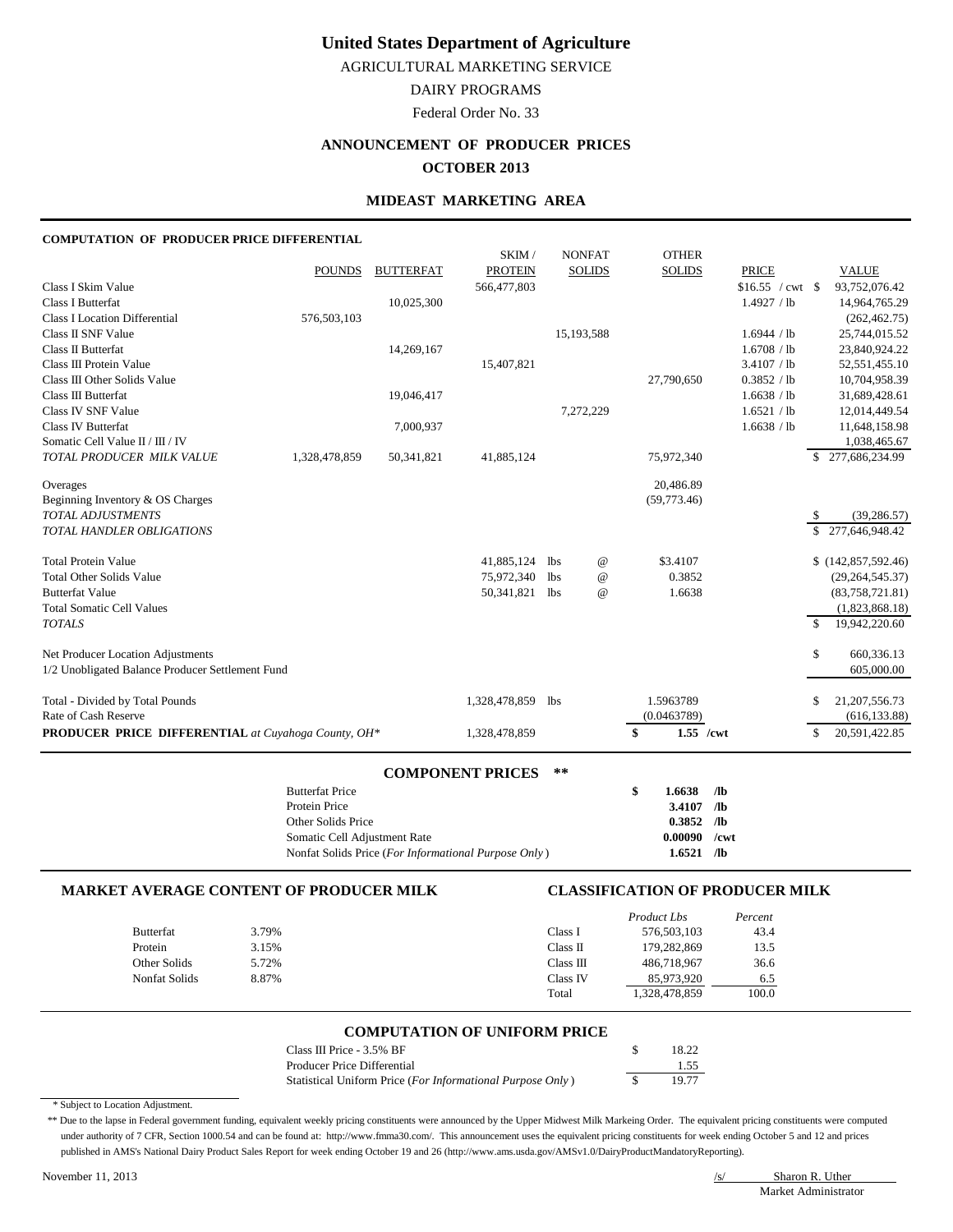# United States Department of Agriculture

AGRICULTURAL MARKETING SERVICE

DAIRY PROGRAMS

Federal Order No. 33

## ANNOUNCEMENT OF PRODUCER PRICES

## OCTOBER 2013

### MIDEAST MARKETING AREA

**COMPUTATION OF PRODUCER PRICE DIFFERENTIAL**

| | POUNDS | BUTTERFAT | SKIM / PROTEIN | NONFAT SOLIDS | OTHER SOLIDS | PRICE | VALUE |
|---|---|---|---|---|---|---|---|
| Class I Skim Value | | | 566,477,803 | | | $16.55 / cwt | $ 93,752,076.42 |
| Class I Butterfat | | 10,025,300 | | | | 1.4927 / lb | 14,964,765.29 |
| Class I Location Differential | 576,503,103 | | | | | | (262,462.75) |
| Class II SNF Value | | | | 15,193,588 | | 1.6944 / lb | 25,744,015.52 |
| Class II Butterfat | | 14,269,167 | | | | 1.6708 / lb | 23,840,924.22 |
| Class III Protein Value | | | 15,407,821 | | | 3.4107 / lb | 52,551,455.10 |
| Class III Other Solids Value | | | | | 27,790,650 | 0.3852 / lb | 10,704,958.39 |
| Class III Butterfat | | 19,046,417 | | | | 1.6638 / lb | 31,689,428.61 |
| Class IV SNF Value | | | | 7,272,229 | | 1.6521 / lb | 12,014,449.54 |
| Class IV Butterfat | | 7,000,937 | | | | 1.6638 / lb | 11,648,158.98 |
| Somatic Cell Value II / III / IV | | | | | | | 1,038,465.67 |
| *TOTAL PRODUCER MILK VALUE* | 1,328,478,859 | 50,341,821 | 41,885,124 | | 75,972,340 | | $ 277,686,234.99 |
| Overages | | | | | 20,486.89 | | |
| Beginning Inventory & OS Charges | | | | | (59,773.46) | | |
| *TOTAL ADJUSTMENTS* | | | | | | | $ (39,286.57) |
| *TOTAL HANDLER OBLIGATIONS* | | | | | | | $ 277,646,948.42 |
| Total Protein Value | | | 41,885,124 | lbs @ | $3.4107 | | $ (142,857,592.46) |
| Total Other Solids Value | | | 75,972,340 | lbs @ | 0.3852 | | (29,264,545.37) |
| Butterfat Value | | | 50,341,821 | lbs @ | 1.6638 | | (83,758,721.81) |
| Total Somatic Cell Values | | | | | | | (1,823,868.18) |
| *TOTALS* | | | | | | | $ 19,942,220.60 |
| Net Producer Location Adjustments | | | | | | | $ 660,336.13 |
| 1/2 Unobligated Balance Producer Settlement Fund | | | | | | | 605,000.00 |
| Total - Divided by Total Pounds | | | 1,328,478,859 | lbs | 1.5963789 | | $ 21,207,556.73 |
| Rate of Cash Reserve | | | | | (0.0463789) | | (616,133.88) |
| **PRODUCER PRICE DIFFERENTIAL** *at Cuyahoga County, OH** | | | 1,328,478,859 | | $ 1.55 /cwt | | $ 20,591,422.85 |

**COMPONENT PRICES \*\***

| | | |
|---|---|---|
| Butterfat Price | $ 1.6638 | /lb |
| Protein Price | 3.4107 | /lb |
| Other Solids Price | 0.3852 | /lb |
| Somatic Cell Adjustment Rate | 0.00090 | /cwt |
| Nonfat Solids Price (*For Informational Purpose Only*) | 1.6521 | /lb |

**MARKET AVERAGE CONTENT OF PRODUCER MILK**

| | |
|---|---|
| Butterfat | 3.79% |
| Protein | 3.15% |
| Other Solids | 5.72% |
| Nonfat Solids | 8.87% |

**CLASSIFICATION OF PRODUCER MILK**

| | *Product Lbs* | *Percent* |
|---|---|---|
| Class I | 576,503,103 | 43.4 |
| Class II | 179,282,869 | 13.5 |
| Class III | 486,718,967 | 36.6 |
| Class IV | 85,973,920 | 6.5 |
| Total | 1,328,478,859 | 100.0 |

**COMPUTATION OF UNIFORM PRICE**

| | |
|---|---|
| Class III Price - 3.5% BF | $ 18.22 |
| Producer Price Differential | 1.55 |
| Statistical Uniform Price (*For Informational Purpose Only*) | $ 19.77 |

\* Subject to Location Adjustment.

\*\* Due to the lapse in Federal government funding, equivalent weekly pricing constituents were announced by the Upper Midwest Milk Markeing Order. The equivalent pricing constituents were computed under authority of 7 CFR, Section 1000.54 and can be found at: http://www.fmma30.com/. This announcement uses the equivalent pricing constituents for week ending October 5 and 12 and prices published in AMS's National Dairy Product Sales Report for week ending October 19 and 26 (http://www.ams.usda.gov/AMSv1.0/DairyProductMandatoryReporting).

November 11, 2013

/s/ Sharon R. Uther
Market Administrator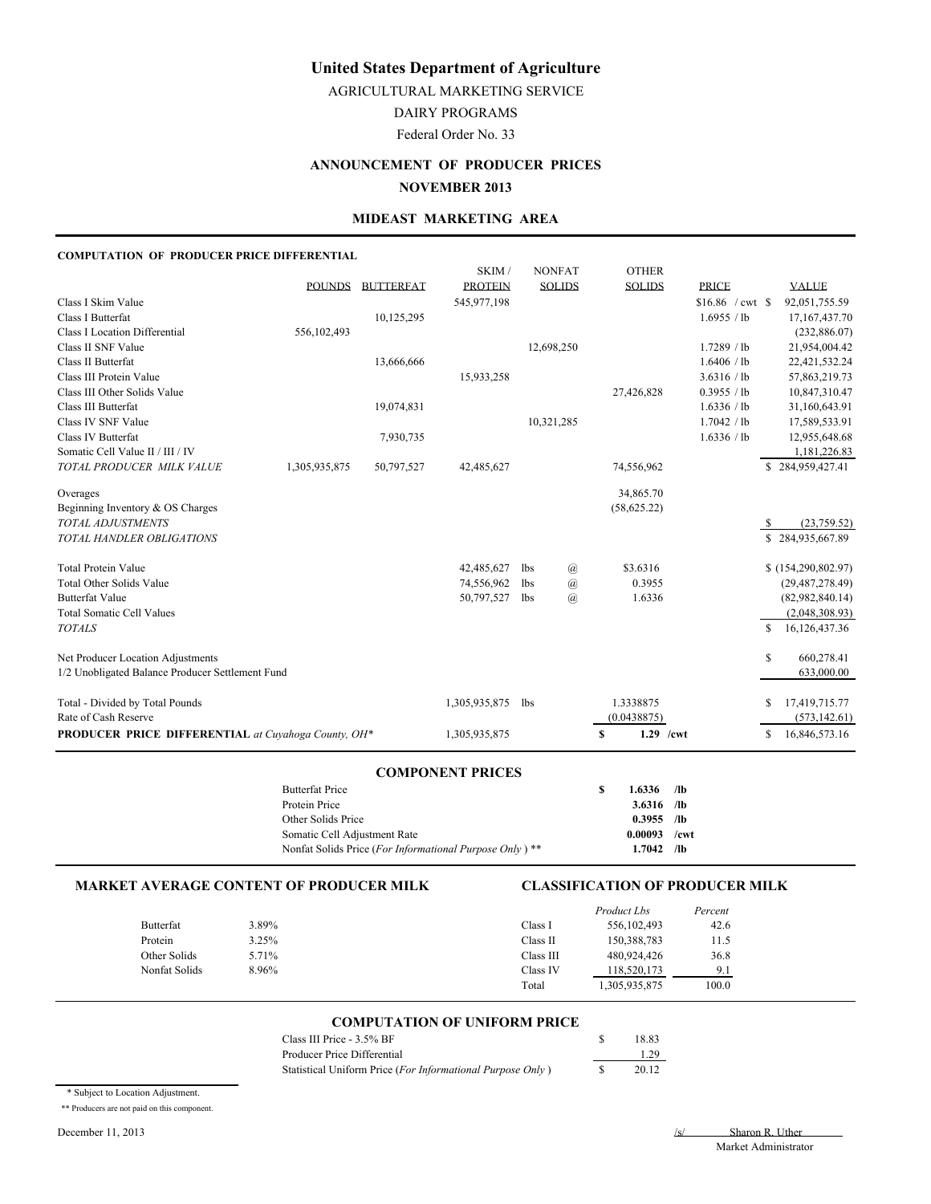# United States Department of Agriculture

AGRICULTURAL MARKETING SERVICE

DAIRY PROGRAMS

Federal Order No. 33

## ANNOUNCEMENT OF PRODUCER PRICES

## NOVEMBER 2013

### MIDEAST MARKETING AREA

**COMPUTATION OF PRODUCER PRICE DIFFERENTIAL**

| | POUNDS | BUTTERFAT | SKIM / PROTEIN | NONFAT SOLIDS | OTHER SOLIDS | PRICE | VALUE |
|---|---|---|---|---|---|---|---|
| Class I Skim Value | | | 545,977,198 | | | $16.86 / cwt | $ 92,051,755.59 |
| Class I Butterfat | | 10,125,295 | | | | 1.6955 / lb | 17,167,437.70 |
| Class I Location Differential | 556,102,493 | | | | | | (232,886.07) |
| Class II SNF Value | | | | 12,698,250 | | 1.7289 / lb | 21,954,004.42 |
| Class II Butterfat | | 13,666,666 | | | | 1.6406 / lb | 22,421,532.24 |
| Class III Protein Value | | | 15,933,258 | | | 3.6316 / lb | 57,863,219.73 |
| Class III Other Solids Value | | | | | 27,426,828 | 0.3955 / lb | 10,847,310.47 |
| Class III Butterfat | | 19,074,831 | | | | 1.6336 / lb | 31,160,643.91 |
| Class IV SNF Value | | | | 10,321,285 | | 1.7042 / lb | 17,589,533.91 |
| Class IV Butterfat | | 7,930,735 | | | | 1.6336 / lb | 12,955,648.68 |
| Somatic Cell Value II / III / IV | | | | | | | 1,181,226.83 |
| *TOTAL PRODUCER MILK VALUE* | 1,305,935,875 | 50,797,527 | 42,485,627 | | 74,556,962 | | $ 284,959,427.41 |
| | | | | | | | |
| Overages | | | | | 34,865.70 | | |
| Beginning Inventory & OS Charges | | | | | (58,625.22) | | |
| *TOTAL ADJUSTMENTS* | | | | | | | $ (23,759.52) |
| *TOTAL HANDLER OBLIGATIONS* | | | | | | | $ 284,935,667.89 |
| | | | | | | | |
| Total Protein Value | | | 42,485,627 lbs | @ | $3.6316 | | $ (154,290,802.97) |
| Total Other Solids Value | | | 74,556,962 lbs | @ | 0.3955 | | (29,487,278.49) |
| Butterfat Value | | | 50,797,527 lbs | @ | 1.6336 | | (82,982,840.14) |
| Total Somatic Cell Values | | | | | | | (2,048,308.93) |
| *TOTALS* | | | | | | | $ 16,126,437.36 |
| | | | | | | | |
| Net Producer Location Adjustments | | | | | | | $ 660,278.41 |
| 1/2 Unobligated Balance Producer Settlement Fund | | | | | | | 633,000.00 |
| | | | | | | | |
| Total - Divided by Total Pounds | | | 1,305,935,875 lbs | | 1.3338875 | | $ 17,419,715.77 |
| Rate of Cash Reserve | | | | | (0.0438875) | | (573,142.61) |
| **PRODUCER PRICE DIFFERENTIAL** *at Cuyahoga County, OH** | | | 1,305,935,875 | | $ 1.29 /cwt | | $ 16,846,573.16 |

### COMPONENT PRICES

| | | |
|---|---|---|
| Butterfat Price | $ 1.6336 | /lb |
| Protein Price | 3.6316 | /lb |
| Other Solids Price | 0.3955 | /lb |
| Somatic Cell Adjustment Rate | 0.00093 | /cwt |
| Nonfat Solids Price (*For Informational Purpose Only* ) ** | 1.7042 | /lb |

### MARKET AVERAGE CONTENT OF PRODUCER MILK

| | |
|---|---|
| Butterfat | 3.89% |
| Protein | 3.25% |
| Other Solids | 5.71% |
| Nonfat Solids | 8.96% |

### CLASSIFICATION OF PRODUCER MILK

| | *Product Lbs* | *Percent* |
|---|---|---|
| Class I | 556,102,493 | 42.6 |
| Class II | 150,388,783 | 11.5 |
| Class III | 480,924,426 | 36.8 |
| Class IV | 118,520,173 | 9.1 |
| Total | 1,305,935,875 | 100.0 |

### COMPUTATION OF UNIFORM PRICE

| | |
|---|---|
| Class III Price - 3.5% BF | $ 18.83 |
| Producer Price Differential | 1.29 |
| Statistical Uniform Price (*For Informational Purpose Only* ) | $ 20.12 |

\* Subject to Location Adjustment.

** Producers are not paid on this component.

December 11, 2013

/s/ Sharon R. Uther
Market Administrator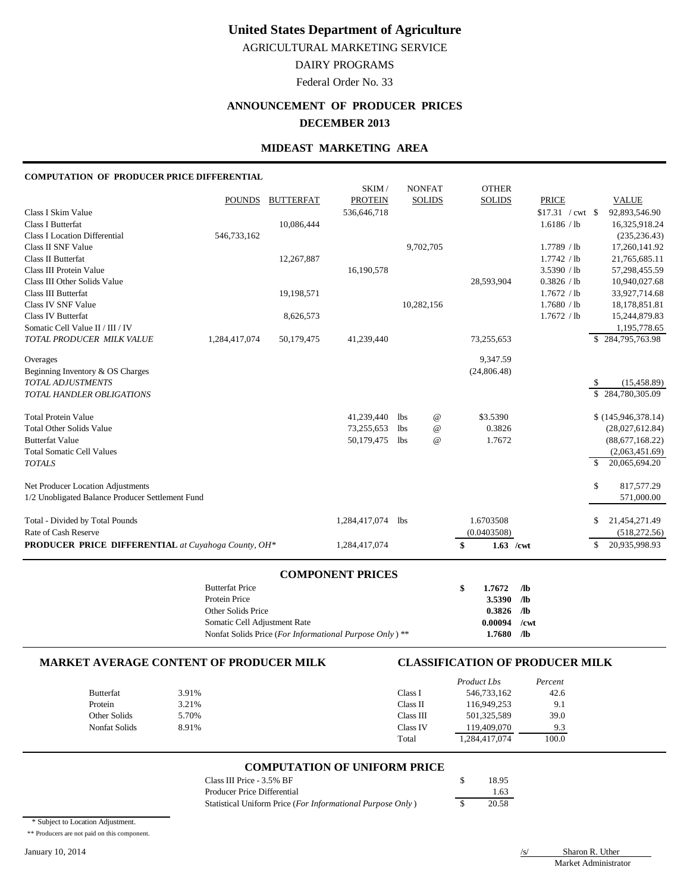# United States Department of Agriculture

AGRICULTURAL MARKETING SERVICE

DAIRY PROGRAMS

Federal Order No. 33

## ANNOUNCEMENT OF PRODUCER PRICES

## DECEMBER 2013

### MIDEAST MARKETING AREA

**COMPUTATION OF PRODUCER PRICE DIFFERENTIAL**

| | POUNDS | BUTTERFAT | SKIM / PROTEIN | NONFAT SOLIDS | OTHER SOLIDS | PRICE | VALUE |
|---|---|---|---|---|---|---|---|
| Class I Skim Value | | | 536,646,718 | | | $17.31 / cwt | $ 92,893,546.90 |
| Class I Butterfat | | 10,086,444 | | | | 1.6186 / lb | 16,325,918.24 |
| Class I Location Differential | 546,733,162 | | | | | | (235,236.43) |
| Class II SNF Value | | | | 9,702,705 | | 1.7789 / lb | 17,260,141.92 |
| Class II Butterfat | | 12,267,887 | | | | 1.7742 / lb | 21,765,685.11 |
| Class III Protein Value | | | 16,190,578 | | | 3.5390 / lb | 57,298,455.59 |
| Class III Other Solids Value | | | | | 28,593,904 | 0.3826 / lb | 10,940,027.68 |
| Class III Butterfat | | 19,198,571 | | | | 1.7672 / lb | 33,927,714.68 |
| Class IV SNF Value | | | | 10,282,156 | | 1.7680 / lb | 18,178,851.81 |
| Class IV Butterfat | | 8,626,573 | | | | 1.7672 / lb | 15,244,879.83 |
| Somatic Cell Value II / III / IV | | | | | | | 1,195,778.65 |
| *TOTAL PRODUCER MILK VALUE* | 1,284,417,074 | 50,179,475 | 41,239,440 | | 73,255,653 | | $ 284,795,763.98 |
| Overages | | | | | 9,347.59 | | |
| Beginning Inventory & OS Charges | | | | | (24,806.48) | | |
| *TOTAL ADJUSTMENTS* | | | | | | | $ (15,458.89) |
| *TOTAL HANDLER OBLIGATIONS* | | | | | | | $ 284,780,305.09 |
| Total Protein Value | | | 41,239,440 | lbs @ | $3.5390 | | $ (145,946,378.14) |
| Total Other Solids Value | | | 73,255,653 | lbs @ | 0.3826 | | (28,027,612.84) |
| Butterfat Value | | | 50,179,475 | lbs @ | 1.7672 | | (88,677,168.22) |
| Total Somatic Cell Values | | | | | | | (2,063,451.69) |
| *TOTALS* | | | | | | | $ 20,065,694.20 |
| Net Producer Location Adjustments | | | | | | | $ 817,577.29 |
| 1/2 Unobligated Balance Producer Settlement Fund | | | | | | | 571,000.00 |
| Total - Divided by Total Pounds | | | 1,284,417,074 | lbs | 1.6703508 | | $ 21,454,271.49 |
| Rate of Cash Reserve | | | | | (0.0403508) | | (518,272.56) |
| **PRODUCER PRICE DIFFERENTIAL** *at Cuyahoga County, OH\** | | | 1,284,417,074 | | **$ 1.63 /cwt** | | $ 20,935,998.93 |

### COMPONENT PRICES

| | | |
|---|---|---|
| Butterfat Price | **$ 1.7672** | **/lb** |
| Protein Price | **3.5390** | **/lb** |
| Other Solids Price | **0.3826** | **/lb** |
| Somatic Cell Adjustment Rate | **0.00094** | **/cwt** |
| Nonfat Solids Price (*For Informational Purpose Only*) ** | **1.7680** | **/lb** |

### MARKET AVERAGE CONTENT OF PRODUCER MILK

| | |
|---|---|
| Butterfat | 3.91% |
| Protein | 3.21% |
| Other Solids | 5.70% |
| Nonfat Solids | 8.91% |

### CLASSIFICATION OF PRODUCER MILK

| | *Product Lbs* | *Percent* |
|---|---|---|
| Class I | 546,733,162 | 42.6 |
| Class II | 116,949,253 | 9.1 |
| Class III | 501,325,589 | 39.0 |
| Class IV | 119,409,070 | 9.3 |
| Total | 1,284,417,074 | 100.0 |

### COMPUTATION OF UNIFORM PRICE

| | |
|---|---|
| Class III Price - 3.5% BF | $ 18.95 |
| Producer Price Differential | 1.63 |
| Statistical Uniform Price (*For Informational Purpose Only*) | $ 20.58 |

\* Subject to Location Adjustment.

\*\* Producers are not paid on this component.

January 10, 2014

/s/ Sharon R. Uther
Market Administrator